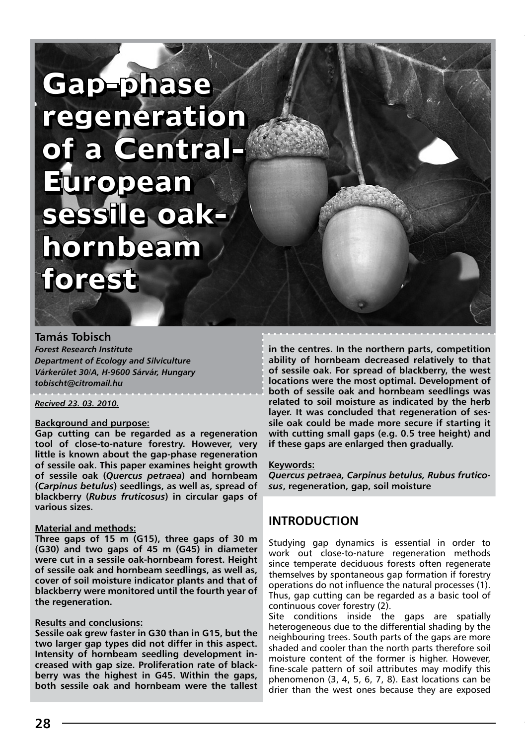# Gap-phase regeneration of a Central-European sessile oak-hornbeam forest

**Tamás Tobisch**
*Forest Research Institute*
*Department of Ecology and Silviculture*
*Várkerület 30/A, H-9600 Sárvár, Hungary*
*tobischt@citromail.hu*

*Recived 23. 03. 2010.*

**Background and purpose:**
**Gap cutting can be regarded as a regeneration tool of close-to-nature forestry. However, very little is known about the gap-phase regeneration of sessile oak. This paper examines height growth of sessile oak (*Quercus petraea*) and hornbeam (*Carpinus betulus*) seedlings, as well as, spread of blackberry (*Rubus fruticosus*) in circular gaps of various sizes.**

**Material and methods:**
**Three gaps of 15 m (G15), three gaps of 30 m (G30) and two gaps of 45 m (G45) in diameter were cut in a sessile oak-hornbeam forest. Height of sessile oak and hornbeam seedlings, as well as, cover of soil moisture indicator plants and that of blackberry were monitored until the fourth year of the regeneration.**

**Results and conclusions:**
**Sessile oak grew faster in G30 than in G15, but the two larger gap types did not differ in this aspect. Intensity of hornbeam seedling development increased with gap size. Proliferation rate of blackberry was the highest in G45. Within the gaps, both sessile oak and hornbeam were the tallest in the centres. In the northern parts, competition ability of hornbeam decreased relatively to that of sessile oak. For spread of blackberry, the west locations were the most optimal. Development of both of sessile oak and hornbeam seedlings was related to soil moisture as indicated by the herb layer. It was concluded that regeneration of sessile oak could be made more secure if starting it with cutting small gaps (e.g. 0.5 tree height) and if these gaps are enlarged then gradually.**

**Keywords:**
***Quercus petraea, Carpinus betulus, Rubus fruticosus*, regeneration, gap, soil moisture**

## INTRODUCTION

Studying gap dynamics is essential in order to work out close-to-nature regeneration methods since temperate deciduous forests often regenerate themselves by spontaneous gap formation if forestry operations do not influence the natural processes (1). Thus, gap cutting can be regarded as a basic tool of continuous cover forestry (2).

Site conditions inside the gaps are spatially heterogeneous due to the differential shading by the neighbouring trees. South parts of the gaps are more shaded and cooler than the north parts therefore soil moisture content of the former is higher. However, fine-scale pattern of soil attributes may modify this phenomenon (3, 4, 5, 6, 7, 8). East locations can be drier than the west ones because they are exposed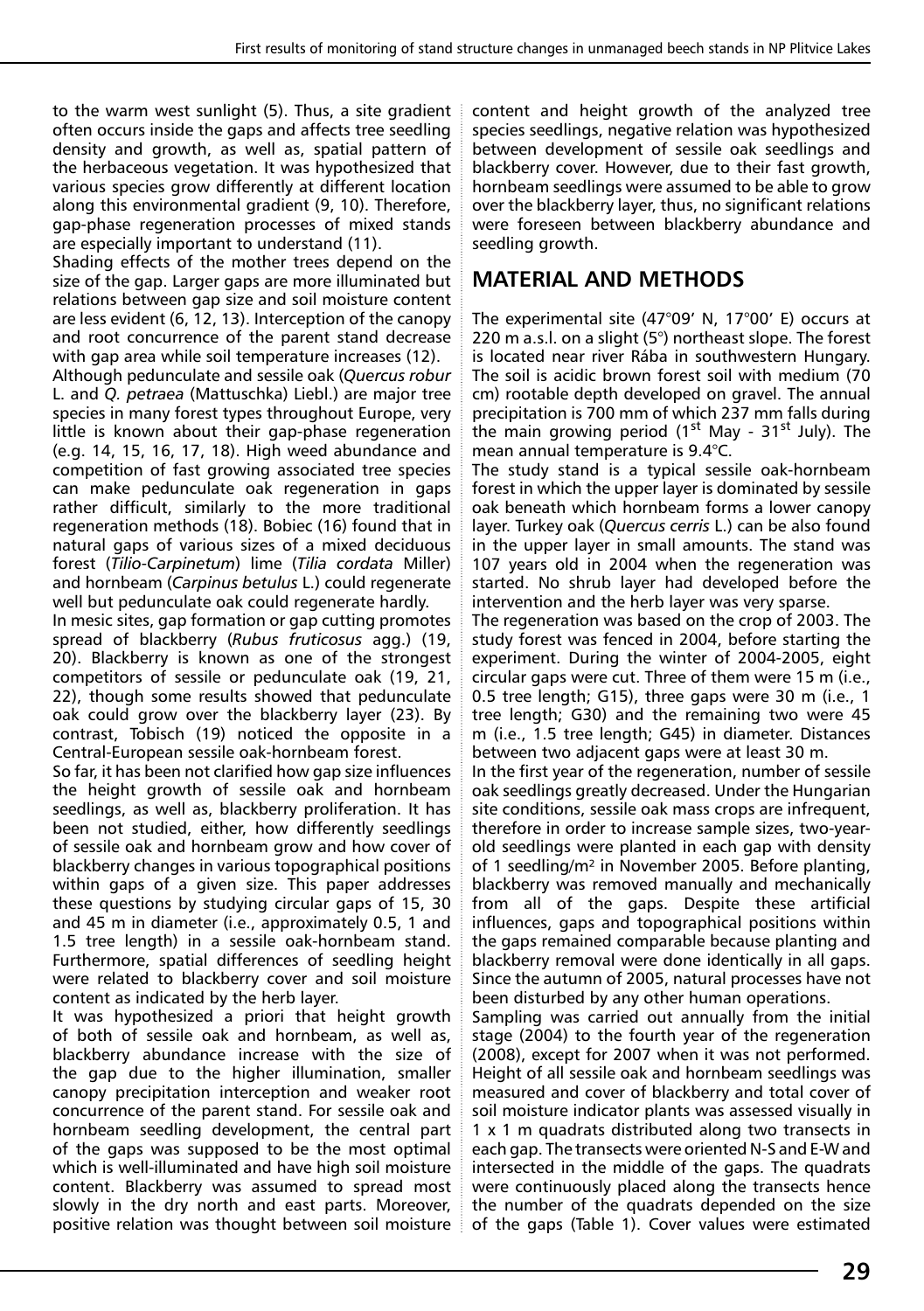to the warm west sunlight (5). Thus, a site gradient often occurs inside the gaps and affects tree seedling density and growth, as well as, spatial pattern of the herbaceous vegetation. It was hypothesized that various species grow differently at different location along this environmental gradient (9, 10). Therefore, gap-phase regeneration processes of mixed stands are especially important to understand (11).

Shading effects of the mother trees depend on the size of the gap. Larger gaps are more illuminated but relations between gap size and soil moisture content are less evident (6, 12, 13). Interception of the canopy and root concurrence of the parent stand decrease with gap area while soil temperature increases (12).

Although pedunculate and sessile oak (*Quercus robur* L. and *Q. petraea* (Mattuschka) Liebl.) are major tree species in many forest types throughout Europe, very little is known about their gap-phase regeneration (e.g. 14, 15, 16, 17, 18). High weed abundance and competition of fast growing associated tree species can make pedunculate oak regeneration in gaps rather difficult, similarly to the more traditional regeneration methods (18). Bobiec (16) found that in natural gaps of various sizes of a mixed deciduous forest (*Tilio-Carpinetum*) lime (*Tilia cordata* Miller) and hornbeam (*Carpinus betulus* L.) could regenerate well but pedunculate oak could regenerate hardly.

In mesic sites, gap formation or gap cutting promotes spread of blackberry (*Rubus fruticosus* agg.) (19, 20). Blackberry is known as one of the strongest competitors of sessile or pedunculate oak (19, 21, 22), though some results showed that pedunculate oak could grow over the blackberry layer (23). By contrast, Tobisch (19) noticed the opposite in a Central-European sessile oak-hornbeam forest.

So far, it has been not clarified how gap size influences the height growth of sessile oak and hornbeam seedlings, as well as, blackberry proliferation. It has been not studied, either, how differently seedlings of sessile oak and hornbeam grow and how cover of blackberry changes in various topographical positions within gaps of a given size. This paper addresses these questions by studying circular gaps of 15, 30 and 45 m in diameter (i.e., approximately 0.5, 1 and 1.5 tree length) in a sessile oak-hornbeam stand. Furthermore, spatial differences of seedling height were related to blackberry cover and soil moisture content as indicated by the herb layer.

It was hypothesized a priori that height growth of both of sessile oak and hornbeam, as well as, blackberry abundance increase with the size of the gap due to the higher illumination, smaller canopy precipitation interception and weaker root concurrence of the parent stand. For sessile oak and hornbeam seedling development, the central part of the gaps was supposed to be the most optimal which is well-illuminated and have high soil moisture content. Blackberry was assumed to spread most slowly in the dry north and east parts. Moreover, positive relation was thought between soil moisture content and height growth of the analyzed tree species seedlings, negative relation was hypothesized between development of sessile oak seedlings and blackberry cover. However, due to their fast growth, hornbeam seedlings were assumed to be able to grow over the blackberry layer, thus, no significant relations were foreseen between blackberry abundance and seedling growth.

## MATERIAL AND METHODS

The experimental site (47°09' N, 17°00' E) occurs at 220 m a.s.l. on a slight (5°) northeast slope. The forest is located near river Rába in southwestern Hungary. The soil is acidic brown forest soil with medium (70 cm) rootable depth developed on gravel. The annual precipitation is 700 mm of which 237 mm falls during the main growing period (1st May - 31st July). The mean annual temperature is 9.4°C.

The study stand is a typical sessile oak-hornbeam forest in which the upper layer is dominated by sessile oak beneath which hornbeam forms a lower canopy layer. Turkey oak (*Quercus cerris* L.) can be also found in the upper layer in small amounts. The stand was 107 years old in 2004 when the regeneration was started. No shrub layer had developed before the intervention and the herb layer was very sparse.

The regeneration was based on the crop of 2003. The study forest was fenced in 2004, before starting the experiment. During the winter of 2004-2005, eight circular gaps were cut. Three of them were 15 m (i.e., 0.5 tree length; G15), three gaps were 30 m (i.e., 1 tree length; G30) and the remaining two were 45 m (i.e., 1.5 tree length; G45) in diameter. Distances between two adjacent gaps were at least 30 m.

In the first year of the regeneration, number of sessile oak seedlings greatly decreased. Under the Hungarian site conditions, sessile oak mass crops are infrequent, therefore in order to increase sample sizes, two-year-old seedlings were planted in each gap with density of 1 seedling/m² in November 2005. Before planting, blackberry was removed manually and mechanically from all of the gaps. Despite these artificial influences, gaps and topographical positions within the gaps remained comparable because planting and blackberry removal were done identically in all gaps. Since the autumn of 2005, natural processes have not been disturbed by any other human operations.

Sampling was carried out annually from the initial stage (2004) to the fourth year of the regeneration (2008), except for 2007 when it was not performed. Height of all sessile oak and hornbeam seedlings was measured and cover of blackberry and total cover of soil moisture indicator plants was assessed visually in 1 x 1 m quadrats distributed along two transects in each gap. The transects were oriented N-S and E-W and intersected in the middle of the gaps. The quadrats were continuously placed along the transects hence the number of the quadrats depended on the size of the gaps (Table 1). Cover values were estimated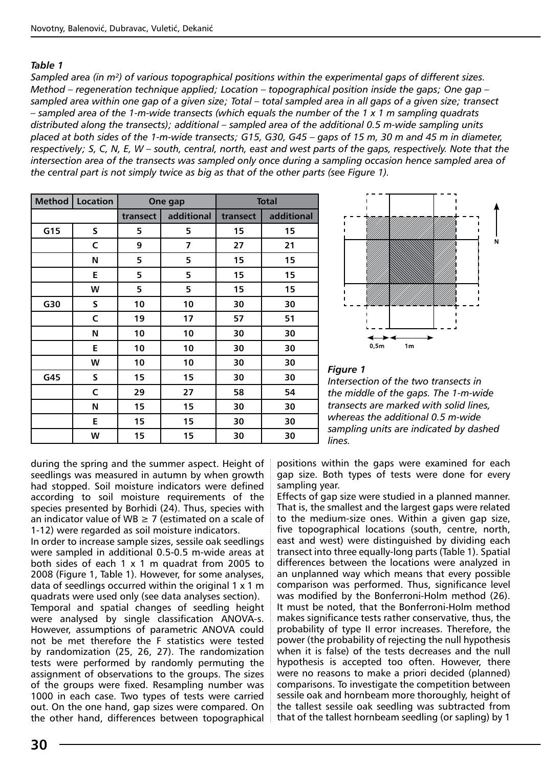*Table 1*

*Sampled area (in m²) of various topographical positions within the experimental gaps of different sizes. Method – regeneration technique applied; Location – topographical position inside the gaps; One gap – sampled area within one gap of a given size; Total – total sampled area in all gaps of a given size; transect – sampled area of the 1-m-wide transects (which equals the number of the 1 x 1 m sampling quadrats distributed along the transects); additional – sampled area of the additional 0.5 m-wide sampling units placed at both sides of the 1-m-wide transects; G15, G30, G45 – gaps of 15 m, 30 m and 45 m in diameter, respectively; S, C, N, E, W – south, central, north, east and west parts of the gaps, respectively. Note that the intersection area of the transects was sampled only once during a sampling occasion hence sampled area of the central part is not simply twice as big as that of the other parts (see Figure 1).*

| Method | Location | One gap | | Total | |
|---|---|---|---|---|---|
| | | transect | additional | transect | additional |
| G15 | S | 5 | 5 | 15 | 15 |
| | C | 9 | 7 | 27 | 21 |
| | N | 5 | 5 | 15 | 15 |
| | E | 5 | 5 | 15 | 15 |
| | W | 5 | 5 | 15 | 15 |
| G30 | S | 10 | 10 | 30 | 30 |
| | C | 19 | 17 | 57 | 51 |
| | N | 10 | 10 | 30 | 30 |
| | E | 10 | 10 | 30 | 30 |
| | W | 10 | 10 | 30 | 30 |
| G45 | S | 15 | 15 | 30 | 30 |
| | C | 29 | 27 | 58 | 54 |
| | N | 15 | 15 | 30 | 30 |
| | E | 15 | 15 | 30 | 30 |
| | W | 15 | 15 | 30 | 30 |

N

0,5m

1m

*Figure 1*

*Intersection of the two transects in the middle of the gaps. The 1-m-wide transects are marked with solid lines, whereas the additional 0.5 m-wide sampling units are indicated by dashed lines.*

during the spring and the summer aspect. Height of seedlings was measured in autumn by when growth had stopped. Soil moisture indicators were defined according to soil moisture requirements of the species presented by Borhidi (24). Thus, species with an indicator value of WB ≥ 7 (estimated on a scale of 1-12) were regarded as soil moisture indicators.

In order to increase sample sizes, sessile oak seedlings were sampled in additional 0.5-0.5 m-wide areas at both sides of each 1 x 1 m quadrat from 2005 to 2008 (Figure 1, Table 1). However, for some analyses, data of seedlings occurred within the original 1 x 1 m quadrats were used only (see data analyses section).

Temporal and spatial changes of seedling height were analysed by single classification ANOVA-s. However, assumptions of parametric ANOVA could not be met therefore the F statistics were tested by randomization (25, 26, 27). The randomization tests were performed by randomly permuting the assignment of observations to the groups. The sizes of the groups were fixed. Resampling number was 1000 in each case. Two types of tests were carried out. On the one hand, gap sizes were compared. On the other hand, differences between topographical positions within the gaps were examined for each gap size. Both types of tests were done for every sampling year.

Effects of gap size were studied in a planned manner. That is, the smallest and the largest gaps were related to the medium-size ones. Within a given gap size, five topographical locations (south, centre, north, east and west) were distinguished by dividing each transect into three equally-long parts (Table 1). Spatial differences between the locations were analyzed in an unplanned way which means that every possible comparison was performed. Thus, significance level was modified by the Bonferroni-Holm method (26). It must be noted, that the Bonferroni-Holm method makes significance tests rather conservative, thus, the probability of type II error increases. Therefore, the power (the probability of rejecting the null hypothesis when it is false) of the tests decreases and the null hypothesis is accepted too often. However, there were no reasons to make a priori decided (planned) comparisons. To investigate the competition between sessile oak and hornbeam more thoroughly, height of the tallest sessile oak seedling was subtracted from that of the tallest hornbeam seedling (or sapling) by 1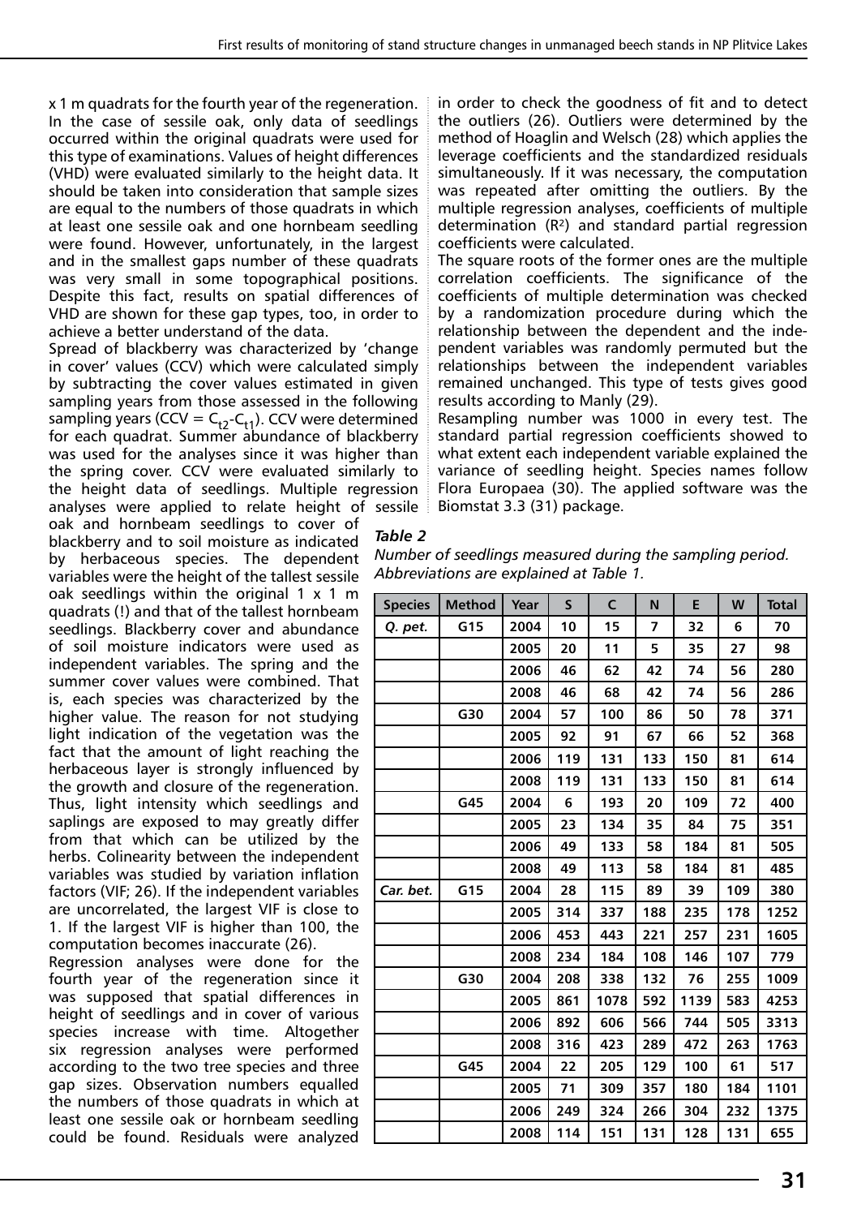x 1 m quadrats for the fourth year of the regeneration. In the case of sessile oak, only data of seedlings occurred within the original quadrats were used for this type of examinations. Values of height differences (VHD) were evaluated similarly to the height data. It should be taken into consideration that sample sizes are equal to the numbers of those quadrats in which at least one sessile oak and one hornbeam seedling were found. However, unfortunately, in the largest and in the smallest gaps number of these quadrats was very small in some topographical positions. Despite this fact, results on spatial differences of VHD are shown for these gap types, too, in order to achieve a better understand of the data.

Spread of blackberry was characterized by 'change in cover' values (CCV) which were calculated simply by subtracting the cover values estimated in given sampling years from those assessed in the following sampling years (CCV = $C_{t2}$-$C_{t1}$). CCV were determined for each quadrat. Summer abundance of blackberry was used for the analyses since it was higher than the spring cover. CCV were evaluated similarly to the height data of seedlings. Multiple regression analyses were applied to relate height of sessile oak and hornbeam seedlings to cover of blackberry and to soil moisture as indicated by herbaceous species. The dependent variables were the height of the tallest sessile oak seedlings within the original 1 x 1 m quadrats (!) and that of the tallest hornbeam seedlings. Blackberry cover and abundance of soil moisture indicators were used as independent variables. The spring and the summer cover values were combined. That is, each species was characterized by the higher value. The reason for not studying light indication of the vegetation was the fact that the amount of light reaching the herbaceous layer is strongly influenced by the growth and closure of the regeneration. Thus, light intensity which seedlings and saplings are exposed to may greatly differ from that which can be utilized by the herbs. Colinearity between the independent variables was studied by variation inflation factors (VIF; 26). If the independent variables are uncorrelated, the largest VIF is close to 1. If the largest VIF is higher than 100, the computation becomes inaccurate (26).

Regression analyses were done for the fourth year of the regeneration since it was supposed that spatial differences in height of seedlings and in cover of various species increase with time. Altogether six regression analyses were performed according to the two tree species and three gap sizes. Observation numbers equalled the numbers of those quadrats in which at least one sessile oak or hornbeam seedling could be found. Residuals were analyzed in order to check the goodness of fit and to detect the outliers (26). Outliers were determined by the method of Hoaglin and Welsch (28) which applies the leverage coefficients and the standardized residuals simultaneously. If it was necessary, the computation was repeated after omitting the outliers. By the multiple regression analyses, coefficients of multiple determination ($R^2$) and standard partial regression coefficients were calculated.

The square roots of the former ones are the multiple correlation coefficients. The significance of the coefficients of multiple determination was checked by a randomization procedure during which the relationship between the dependent and the independent variables was randomly permuted but the relationships between the independent variables remained unchanged. This type of tests gives good results according to Manly (29).

Resampling number was 1000 in every test. The standard partial regression coefficients showed to what extent each independent variable explained the variance of seedling height. Species names follow Flora Europaea (30). The applied software was the Biomstat 3.3 (31) package.

*Table 2*

*Number of seedlings measured during the sampling period. Abbreviations are explained at Table 1.*

| Species | Method | Year | S | C | N | E | W | Total |
|---|---|---|---|---|---|---|---|---|
| *Q. pet.* | G15 | 2004 | 10 | 15 | 7 | 32 | 6 | 70 |
| | | 2005 | 20 | 11 | 5 | 35 | 27 | 98 |
| | | 2006 | 46 | 62 | 42 | 74 | 56 | 280 |
| | | 2008 | 46 | 68 | 42 | 74 | 56 | 286 |
| | G30 | 2004 | 57 | 100 | 86 | 50 | 78 | 371 |
| | | 2005 | 92 | 91 | 67 | 66 | 52 | 368 |
| | | 2006 | 119 | 131 | 133 | 150 | 81 | 614 |
| | | 2008 | 119 | 131 | 133 | 150 | 81 | 614 |
| | G45 | 2004 | 6 | 193 | 20 | 109 | 72 | 400 |
| | | 2005 | 23 | 134 | 35 | 84 | 75 | 351 |
| | | 2006 | 49 | 133 | 58 | 184 | 81 | 505 |
| | | 2008 | 49 | 113 | 58 | 184 | 81 | 485 |
| *Car. bet.* | G15 | 2004 | 28 | 115 | 89 | 39 | 109 | 380 |
| | | 2005 | 314 | 337 | 188 | 235 | 178 | 1252 |
| | | 2006 | 453 | 443 | 221 | 257 | 231 | 1605 |
| | | 2008 | 234 | 184 | 108 | 146 | 107 | 779 |
| | G30 | 2004 | 208 | 338 | 132 | 76 | 255 | 1009 |
| | | 2005 | 861 | 1078 | 592 | 1139 | 583 | 4253 |
| | | 2006 | 892 | 606 | 566 | 744 | 505 | 3313 |
| | | 2008 | 316 | 423 | 289 | 472 | 263 | 1763 |
| | G45 | 2004 | 22 | 205 | 129 | 100 | 61 | 517 |
| | | 2005 | 71 | 309 | 357 | 180 | 184 | 1101 |
| | | 2006 | 249 | 324 | 266 | 304 | 232 | 1375 |
| | | 2008 | 114 | 151 | 131 | 128 | 131 | 655 |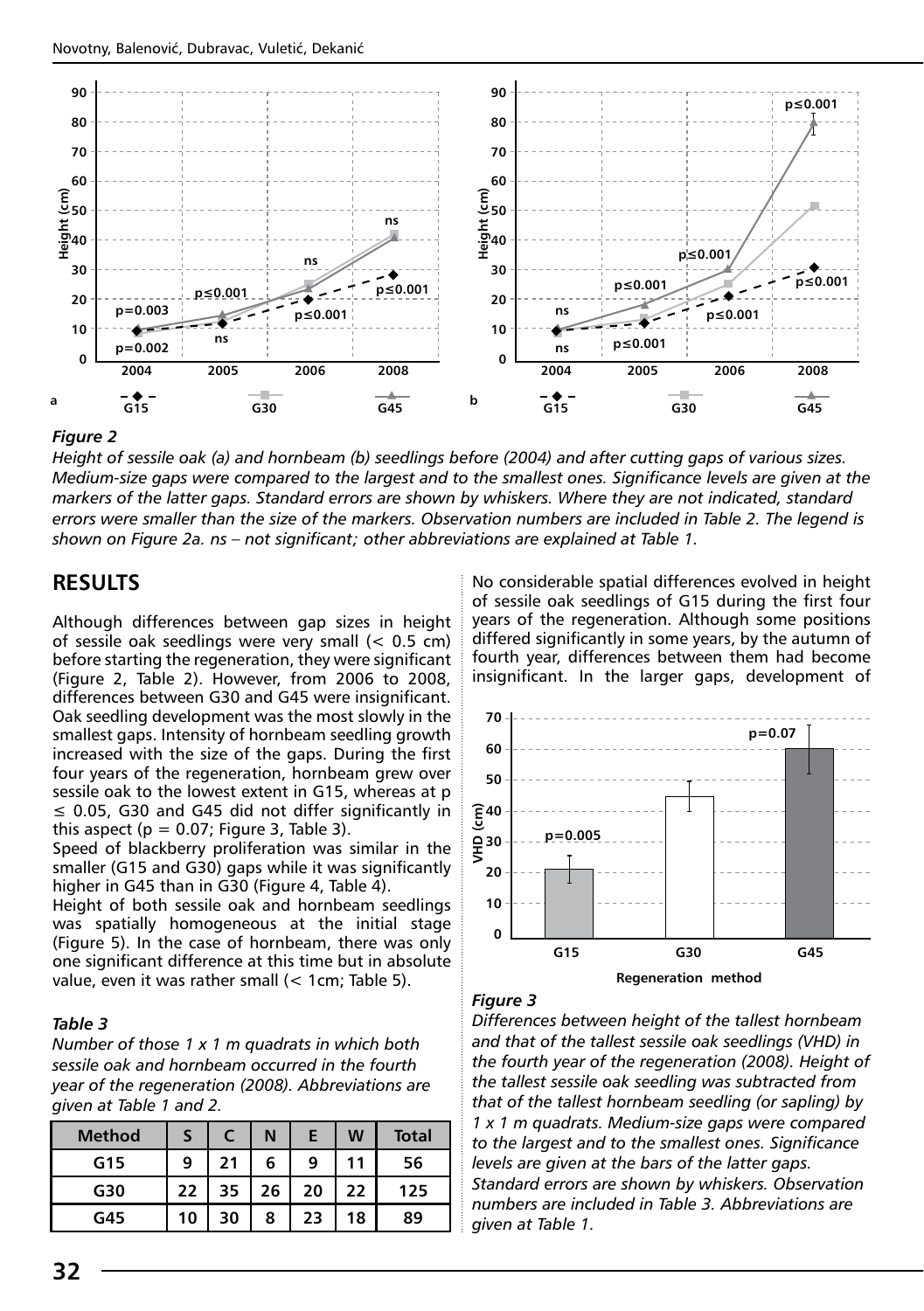90
80
70
60
50
40
30
20
10
0
Height (cm)
2004 2005 2006 2008
p=0.003
p=0.002
p≤0.001
ns
ns
p≤0.001
ns
p≤0.001
a G15 G30 G45

90
80
70
60
50
40
30
20
10
0
Height (cm)
2004 2005 2006 2008
ns
ns
p≤0.001
p≤0.001
p≤0.001
p≤0.001
p≤0.001
p≤0.001
b G15 G30 G45

*Figure 2*

*Height of sessile oak (a) and hornbeam (b) seedlings before (2004) and after cutting gaps of various sizes. Medium-size gaps were compared to the largest and to the smallest ones. Significance levels are given at the markers of the latter gaps. Standard errors are shown by whiskers. Where they are not indicated, standard errors were smaller than the size of the markers. Observation numbers are included in Table 2. The legend is shown on Figure 2a. ns – not significant; other abbreviations are explained at Table 1.*

## RESULTS

Although differences between gap sizes in height of sessile oak seedlings were very small (< 0.5 cm) before starting the regeneration, they were significant (Figure 2, Table 2). However, from 2006 to 2008, differences between G30 and G45 were insignificant. Oak seedling development was the most slowly in the smallest gaps. Intensity of hornbeam seedling growth increased with the size of the gaps. During the first four years of the regeneration, hornbeam grew over sessile oak to the lowest extent in G15, whereas at $p \leq 0.05$, G30 and G45 did not differ significantly in this aspect ($p = 0.07$; Figure 3, Table 3).

Speed of blackberry proliferation was similar in the smaller (G15 and G30) gaps while it was significantly higher in G45 than in G30 (Figure 4, Table 4).

Height of both sessile oak and hornbeam seedlings was spatially homogeneous at the initial stage (Figure 5). In the case of hornbeam, there was only one significant difference at this time but in absolute value, even it was rather small (< 1cm; Table 5).

*Table 3*

*Number of those 1 x 1 m quadrats in which both sessile oak and hornbeam occurred in the fourth year of the regeneration (2008). Abbreviations are given at Table 1 and 2.*

| Method | S | C | N | E | W | Total |
|---|---|---|---|---|---|---|
| G15 | 9 | 21 | 6 | 9 | 11 | 56 |
| G30 | 22 | 35 | 26 | 20 | 22 | 125 |
| G45 | 10 | 30 | 8 | 23 | 18 | 89 |

No considerable spatial differences evolved in height of sessile oak seedlings of G15 during the first four years of the regeneration. Although some positions differed significantly in some years, by the autumn of fourth year, differences between them had become insignificant. In the larger gaps, development of

70
60
50
40
30
20
10
0
VHD (cm)
p=0.005
p=0.07
G15 G30 G45
Regeneration method

*Figure 3*

*Differences between height of the tallest hornbeam and that of the tallest sessile oak seedlings (VHD) in the fourth year of the regeneration (2008). Height of the tallest sessile oak seedling was subtracted from that of the tallest hornbeam seedling (or sapling) by 1 x 1 m quadrats. Medium-size gaps were compared to the largest and to the smallest ones. Significance levels are given at the bars of the latter gaps. Standard errors are shown by whiskers. Observation numbers are included in Table 3. Abbreviations are given at Table 1.*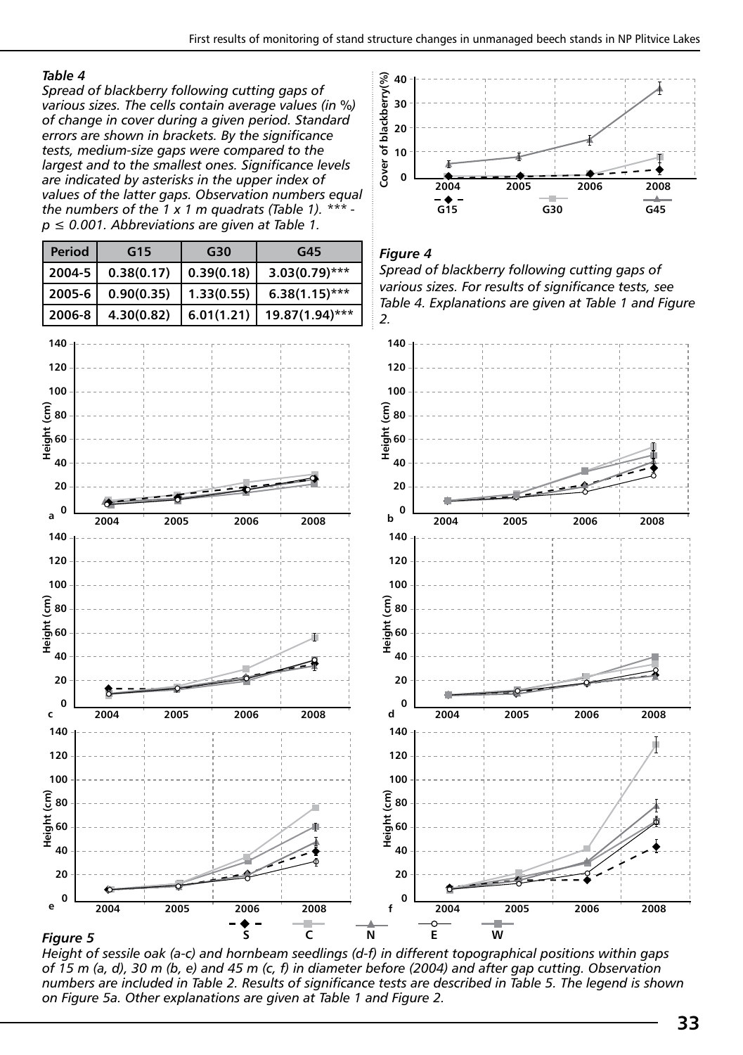*Table 4*

*Spread of blackberry following cutting gaps of various sizes. The cells contain average values (in %) of change in cover during a given period. Standard errors are shown in brackets. By the significance tests, medium-size gaps were compared to the largest and to the smallest ones. Significance levels are indicated by asterisks in the upper index of values of the latter gaps. Observation numbers equal the numbers of the 1 x 1 m quadrats (Table 1). *** - $p \leq 0.001$. Abbreviations are given at Table 1.*

| Period | G15 | G30 | G45 |
|---|---|---|---|
| 2004-5 | 0.38(0.17) | 0.39(0.18) | 3.03(0.79)*** |
| 2005-6 | 0.90(0.35) | 1.33(0.55) | 6.38(1.15)*** |
| 2006-8 | 4.30(0.82) | 6.01(1.21) | 19.87(1.94)*** |

Cover of blackberry(%)
40
30
20
10
0
2004 2005 2006 2008
G15 G30 G45

*Figure 4*

*Spread of blackberry following cutting gaps of various sizes. For results of significance tests, see Table 4. Explanations are given at Table 1 and Figure 2.*

Height (cm)
140 120 100 80 60 40 20 0
a b c d e f
2004 2005 2006 2008
S C N E W

*Figure 5*

*Height of sessile oak (a-c) and hornbeam seedlings (d-f) in different topographical positions within gaps of 15 m (a, d), 30 m (b, e) and 45 m (c, f) in diameter before (2004) and after gap cutting. Observation numbers are included in Table 2. Results of significance tests are described in Table 5. The legend is shown on Figure 5a. Other explanations are given at Table 1 and Figure 2.*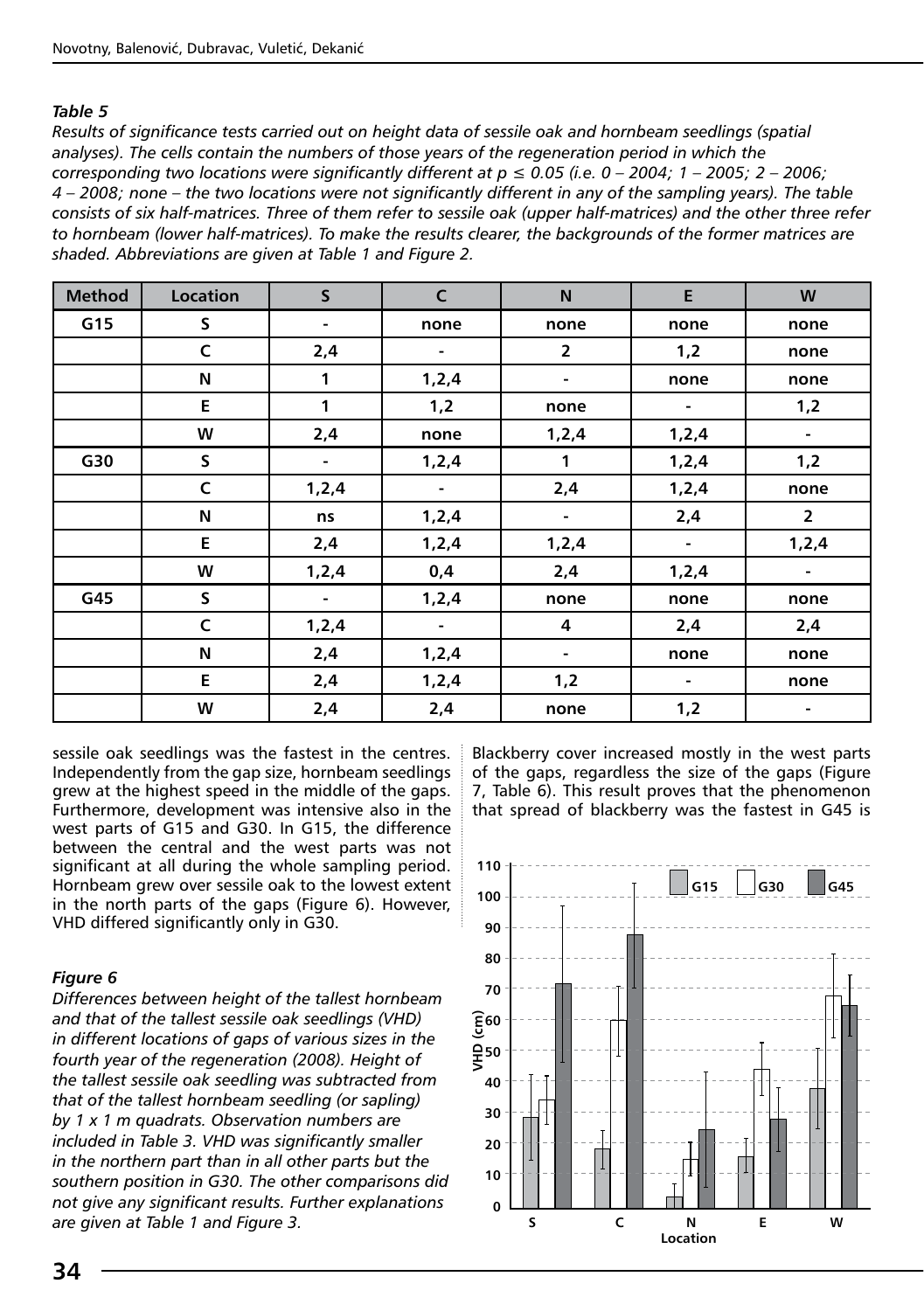*Table 5*

*Results of significance tests carried out on height data of sessile oak and hornbeam seedlings (spatial analyses). The cells contain the numbers of those years of the regeneration period in which the corresponding two locations were significantly different at p ≤ 0.05 (i.e. 0 – 2004; 1 – 2005; 2 – 2006; 4 – 2008; none – the two locations were not significantly different in any of the sampling years). The table consists of six half-matrices. Three of them refer to sessile oak (upper half-matrices) and the other three refer to hornbeam (lower half-matrices). To make the results clearer, the backgrounds of the former matrices are shaded. Abbreviations are given at Table 1 and Figure 2.*

| Method | Location | S | C | N | E | W |
|---|---|---|---|---|---|---|
| G15 | S | - | none | none | none | none |
| | C | 2,4 | - | 2 | 1,2 | none |
| | N | 1 | 1,2,4 | - | none | none |
| | E | 1 | 1,2 | none | - | 1,2 |
| | W | 2,4 | none | 1,2,4 | 1,2,4 | - |
| G30 | S | - | 1,2,4 | 1 | 1,2,4 | 1,2 |
| | C | 1,2,4 | - | 2,4 | 1,2,4 | none |
| | N | ns | 1,2,4 | - | 2,4 | 2 |
| | E | 2,4 | 1,2,4 | 1,2,4 | - | 1,2,4 |
| | W | 1,2,4 | 0,4 | 2,4 | 1,2,4 | - |
| G45 | S | - | 1,2,4 | none | none | none |
| | C | 1,2,4 | - | 4 | 2,4 | 2,4 |
| | N | 2,4 | 1,2,4 | - | none | none |
| | E | 2,4 | 1,2,4 | 1,2 | - | none |
| | W | 2,4 | 2,4 | none | 1,2 | - |

sessile oak seedlings was the fastest in the centres. Independently from the gap size, hornbeam seedlings grew at the highest speed in the middle of the gaps. Furthermore, development was intensive also in the west parts of G15 and G30. In G15, the difference between the central and the west parts was not significant at all during the whole sampling period. Hornbeam grew over sessile oak to the lowest extent in the north parts of the gaps (Figure 6). However, VHD differed significantly only in G30.

*Figure 6*

*Differences between height of the tallest hornbeam and that of the tallest sessile oak seedlings (VHD) in different locations of gaps of various sizes in the fourth year of the regeneration (2008). Height of the tallest sessile oak seedling was subtracted from that of the tallest hornbeam seedling (or sapling) by 1 x 1 m quadrats. Observation numbers are included in Table 3. VHD was significantly smaller in the northern part than in all other parts but the southern position in G30. The other comparisons did not give any significant results. Further explanations are given at Table 1 and Figure 3.*

Blackberry cover increased mostly in the west parts of the gaps, regardless the size of the gaps (Figure 7, Table 6). This result proves that the phenomenon that spread of blackberry was the fastest in G45 is

G15 G30 G45
VHD (cm)
0 10 20 30 40 50 60 70 80 90 100 110
S C N E W
Location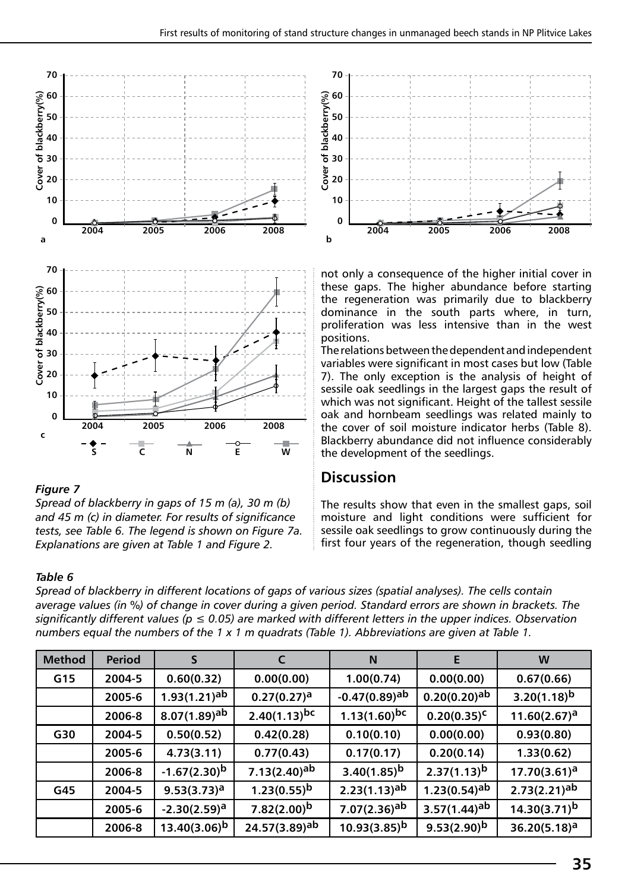70
60
50
40
30
20
10
0
Cover of blackberry(%)
2004 2005 2006 2008
a

70
60
50
40
30
20
10
0
Cover of blackberry(%)
2004 2005 2006 2008
b

70
60
50
40
30
20
10
0
Cover of blackberry(%)
2004 2005 2006 2008
c

S C N E W

*Figure 7*

*Spread of blackberry in gaps of 15 m (a), 30 m (b) and 45 m (c) in diameter. For results of significance tests, see Table 6. The legend is shown on Figure 7a. Explanations are given at Table 1 and Figure 2.*

not only a consequence of the higher initial cover in these gaps. The higher abundance before starting the regeneration was primarily due to blackberry dominance in the south parts where, in turn, proliferation was less intensive than in the west positions.

The relations between the dependent and independent variables were significant in most cases but low (Table 7). The only exception is the analysis of height of sessile oak seedlings in the largest gaps the result of which was not significant. Height of the tallest sessile oak and hornbeam seedlings was related mainly to the cover of soil moisture indicator herbs (Table 8). Blackberry abundance did not influence considerably the development of the seedlings.

## Discussion

The results show that even in the smallest gaps, soil moisture and light conditions were sufficient for sessile oak seedlings to grow continuously during the first four years of the regeneration, though seedling

*Table 6*

*Spread of blackberry in different locations of gaps of various sizes (spatial analyses). The cells contain average values (in %) of change in cover during a given period. Standard errors are shown in brackets. The significantly different values (p ≤ 0.05) are marked with different letters in the upper indices. Observation numbers equal the numbers of the 1 x 1 m quadrats (Table 1). Abbreviations are given at Table 1.*

| Method | Period | S | C | N | E | W |
|---|---|---|---|---|---|---|
| G15 | 2004-5 | 0.60(0.32) | 0.00(0.00) | 1.00(0.74) | 0.00(0.00) | 0.67(0.66) |
| | 2005-6 | 1.93(1.21)$^{ab}$ | 0.27(0.27)$^{a}$ | -0.47(0.89)$^{ab}$ | 0.20(0.20)$^{ab}$ | 3.20(1.18)$^{b}$ |
| | 2006-8 | 8.07(1.89)$^{ab}$ | 2.40(1.13)$^{bc}$ | 1.13(1.60)$^{bc}$ | 0.20(0.35)$^{c}$ | 11.60(2.67)$^{a}$ |
| G30 | 2004-5 | 0.50(0.52) | 0.42(0.28) | 0.10(0.10) | 0.00(0.00) | 0.93(0.80) |
| | 2005-6 | 4.73(3.11) | 0.77(0.43) | 0.17(0.17) | 0.20(0.14) | 1.33(0.62) |
| | 2006-8 | -1.67(2.30)$^{b}$ | 7.13(2.40)$^{ab}$ | 3.40(1.85)$^{b}$ | 2.37(1.13)$^{b}$ | 17.70(3.61)$^{a}$ |
| G45 | 2004-5 | 9.53(3.73)$^{a}$ | 1.23(0.55)$^{b}$ | 2.23(1.13)$^{ab}$ | 1.23(0.54)$^{ab}$ | 2.73(2.21)$^{ab}$ |
| | 2005-6 | -2.30(2.59)$^{a}$ | 7.82(2.00)$^{b}$ | 7.07(2.36)$^{ab}$ | 3.57(1.44)$^{ab}$ | 14.30(3.71)$^{b}$ |
| | 2006-8 | 13.40(3.06)$^{b}$ | 24.57(3.89)$^{ab}$ | 10.93(3.85)$^{b}$ | 9.53(2.90)$^{b}$ | 36.20(5.18)$^{a}$ |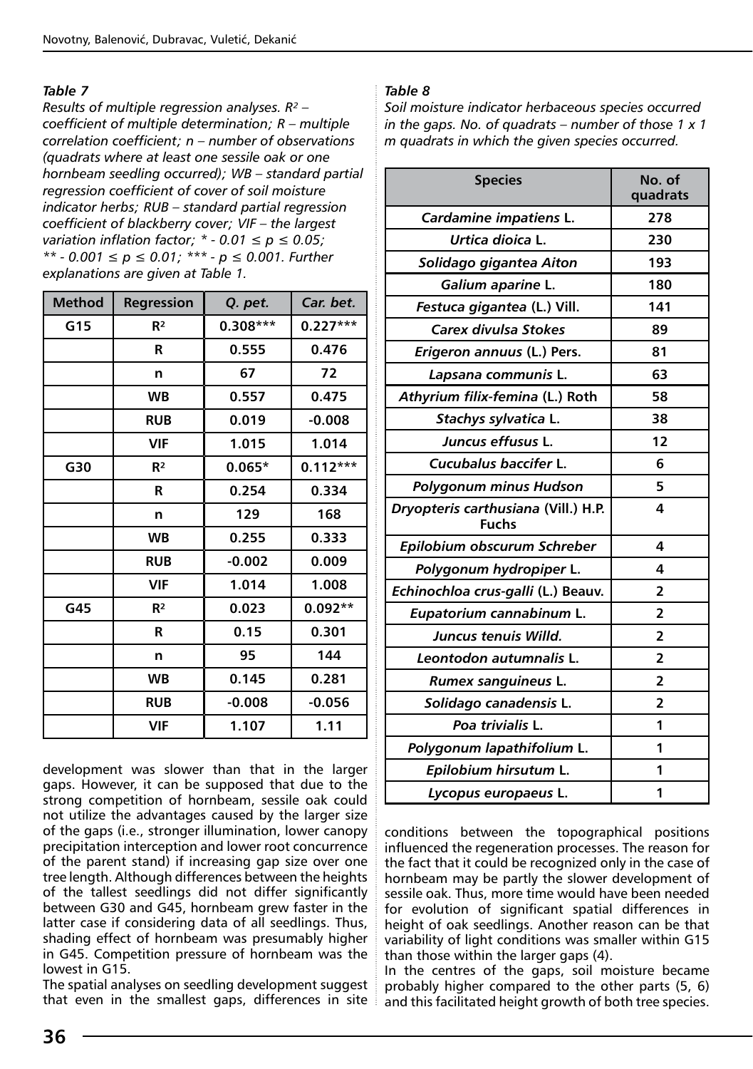*Table 7*

*Results of multiple regression analyses. $R^2$ – coefficient of multiple determination; R – multiple correlation coefficient; n – number of observations (quadrats where at least one sessile oak or one hornbeam seedling occurred); WB – standard partial regression coefficient of cover of soil moisture indicator herbs; RUB – standard partial regression coefficient of blackberry cover; VIF – the largest variation inflation factor; * - 0.01 ≤ p ≤ 0.05; ** - 0.001 ≤ p ≤ 0.01; *** - p ≤ 0.001. Further explanations are given at Table 1.*

| Method | Regression | *Q. pet.* | *Car. bet.* |
|---|---|---|---|
| G15 | $R^2$ | 0.308*** | 0.227*** |
| | R | 0.555 | 0.476 |
| | n | 67 | 72 |
| | WB | 0.557 | 0.475 |
| | RUB | 0.019 | -0.008 |
| | VIF | 1.015 | 1.014 |
| G30 | $R^2$ | 0.065* | 0.112*** |
| | R | 0.254 | 0.334 |
| | n | 129 | 168 |
| | WB | 0.255 | 0.333 |
| | RUB | -0.002 | 0.009 |
| | VIF | 1.014 | 1.008 |
| G45 | $R^2$ | 0.023 | 0.092** |
| | R | 0.15 | 0.301 |
| | n | 95 | 144 |
| | WB | 0.145 | 0.281 |
| | RUB | -0.008 | -0.056 |
| | VIF | 1.107 | 1.11 |

development was slower than that in the larger gaps. However, it can be supposed that due to the strong competition of hornbeam, sessile oak could not utilize the advantages caused by the larger size of the gaps (i.e., stronger illumination, lower canopy precipitation interception and lower root concurrence of the parent stand) if increasing gap size over one tree length. Although differences between the heights of the tallest seedlings did not differ significantly between G30 and G45, hornbeam grew faster in the latter case if considering data of all seedlings. Thus, shading effect of hornbeam was presumably higher in G45. Competition pressure of hornbeam was the lowest in G15.

The spatial analyses on seedling development suggest that even in the smallest gaps, differences in site conditions between the topographical positions influenced the regeneration processes. The reason for the fact that it could be recognized only in the case of hornbeam may be partly the slower development of sessile oak. Thus, more time would have been needed for evolution of significant spatial differences in height of oak seedlings. Another reason can be that variability of light conditions was smaller within G15 than those within the larger gaps (4).

In the centres of the gaps, soil moisture became probably higher compared to the other parts (5, 6) and this facilitated height growth of both tree species.

*Table 8*

*Soil moisture indicator herbaceous species occurred in the gaps. No. of quadrats – number of those 1 x 1 m quadrats in which the given species occurred.*

| Species | No. of quadrats |
|---|---|
| ***Cardamine impatiens*** **L.** | 278 |
| ***Urtica dioica*** **L.** | 230 |
| ***Solidago gigantea Aiton*** | 193 |
| ***Galium aparine*** **L.** | 180 |
| ***Festuca gigantea*** **(L.) Vill.** | 141 |
| ***Carex divulsa Stokes*** | 89 |
| ***Erigeron annuus*** **(L.) Pers.** | 81 |
| ***Lapsana communis*** **L.** | 63 |
| ***Athyrium filix-femina*** **(L.) Roth** | 58 |
| ***Stachys sylvatica*** **L.** | 38 |
| ***Juncus effusus*** **L.** | 12 |
| ***Cucubalus baccifer*** **L.** | 6 |
| ***Polygonum minus Hudson*** | 5 |
| ***Dryopteris carthusiana*** **(Vill.) H.P. Fuchs** | 4 |
| ***Epilobium obscurum Schreber*** | 4 |
| ***Polygonum hydropiper*** **L.** | 4 |
| ***Echinochloa crus-galli*** **(L.) Beauv.** | 2 |
| ***Eupatorium cannabinum*** **L.** | 2 |
| ***Juncus tenuis Willd.*** | 2 |
| ***Leontodon autumnalis*** **L.** | 2 |
| ***Rumex sanguineus*** **L.** | 2 |
| ***Solidago canadensis*** **L.** | 2 |
| ***Poa trivialis*** **L.** | 1 |
| ***Polygonum lapathifolium*** **L.** | 1 |
| ***Epilobium hirsutum*** **L.** | 1 |
| ***Lycopus europaeus*** **L.** | 1 |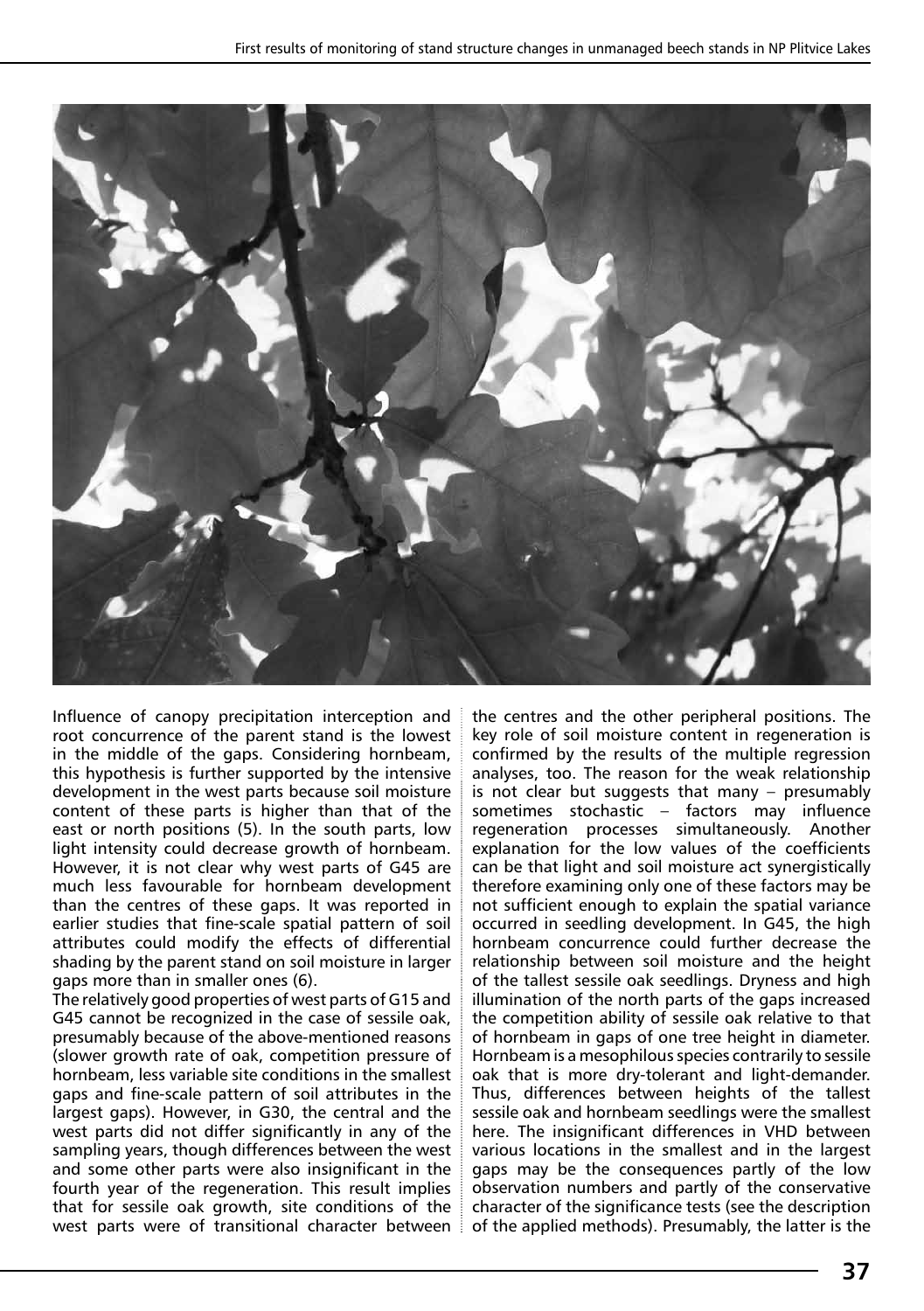Influence of canopy precipitation interception and root concurrence of the parent stand is the lowest in the middle of the gaps. Considering hornbeam, this hypothesis is further supported by the intensive development in the west parts because soil moisture content of these parts is higher than that of the east or north positions (5). In the south parts, low light intensity could decrease growth of hornbeam. However, it is not clear why west parts of G45 are much less favourable for hornbeam development than the centres of these gaps. It was reported in earlier studies that fine-scale spatial pattern of soil attributes could modify the effects of differential shading by the parent stand on soil moisture in larger gaps more than in smaller ones (6).

The relatively good properties of west parts of G15 and G45 cannot be recognized in the case of sessile oak, presumably because of the above-mentioned reasons (slower growth rate of oak, competition pressure of hornbeam, less variable site conditions in the smallest gaps and fine-scale pattern of soil attributes in the largest gaps). However, in G30, the central and the west parts did not differ significantly in any of the sampling years, though differences between the west and some other parts were also insignificant in the fourth year of the regeneration. This result implies that for sessile oak growth, site conditions of the west parts were of transitional character between the centres and the other peripheral positions. The key role of soil moisture content in regeneration is confirmed by the results of the multiple regression analyses, too. The reason for the weak relationship is not clear but suggests that many – presumably sometimes stochastic – factors may influence regeneration processes simultaneously. Another explanation for the low values of the coefficients can be that light and soil moisture act synergistically therefore examining only one of these factors may be not sufficient enough to explain the spatial variance occurred in seedling development. In G45, the high hornbeam concurrence could further decrease the relationship between soil moisture and the height of the tallest sessile oak seedlings. Dryness and high illumination of the north parts of the gaps increased the competition ability of sessile oak relative to that of hornbeam in gaps of one tree height in diameter. Hornbeam is a mesophilous species contrarily to sessile oak that is more dry-tolerant and light-demander. Thus, differences between heights of the tallest sessile oak and hornbeam seedlings were the smallest here. The insignificant differences in VHD between various locations in the smallest and in the largest gaps may be the consequences partly of the low observation numbers and partly of the conservative character of the significance tests (see the description of the applied methods). Presumably, the latter is the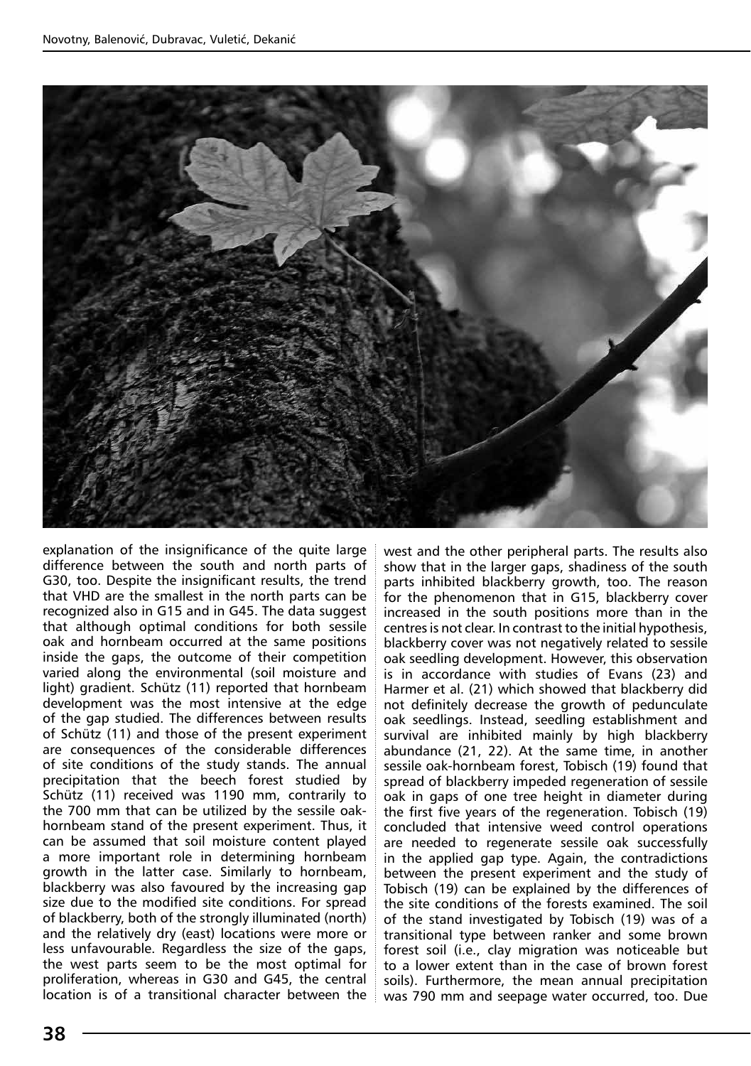explanation of the insignificance of the quite large difference between the south and north parts of G30, too. Despite the insignificant results, the trend that VHD are the smallest in the north parts can be recognized also in G15 and in G45. The data suggest that although optimal conditions for both sessile oak and hornbeam occurred at the same positions inside the gaps, the outcome of their competition varied along the environmental (soil moisture and light) gradient. Schütz (11) reported that hornbeam development was the most intensive at the edge of the gap studied. The differences between results of Schütz (11) and those of the present experiment are consequences of the considerable differences of site conditions of the study stands. The annual precipitation that the beech forest studied by Schütz (11) received was 1190 mm, contrarily to the 700 mm that can be utilized by the sessile oak-hornbeam stand of the present experiment. Thus, it can be assumed that soil moisture content played a more important role in determining hornbeam growth in the latter case. Similarly to hornbeam, blackberry was also favoured by the increasing gap size due to the modified site conditions. For spread of blackberry, both of the strongly illuminated (north) and the relatively dry (east) locations were more or less unfavourable. Regardless the size of the gaps, the west parts seem to be the most optimal for proliferation, whereas in G30 and G45, the central location is of a transitional character between the west and the other peripheral parts. The results also show that in the larger gaps, shadiness of the south parts inhibited blackberry growth, too. The reason for the phenomenon that in G15, blackberry cover increased in the south positions more than in the centres is not clear. In contrast to the initial hypothesis, blackberry cover was not negatively related to sessile oak seedling development. However, this observation is in accordance with studies of Evans (23) and Harmer et al. (21) which showed that blackberry did not definitely decrease the growth of pedunculate oak seedlings. Instead, seedling establishment and survival are inhibited mainly by high blackberry abundance (21, 22). At the same time, in another sessile oak-hornbeam forest, Tobisch (19) found that spread of blackberry impeded regeneration of sessile oak in gaps of one tree height in diameter during the first five years of the regeneration. Tobisch (19) concluded that intensive weed control operations are needed to regenerate sessile oak successfully in the applied gap type. Again, the contradictions between the present experiment and the study of Tobisch (19) can be explained by the differences of the site conditions of the forests examined. The soil of the stand investigated by Tobisch (19) was of a transitional type between ranker and some brown forest soil (i.e., clay migration was noticeable but to a lower extent than in the case of brown forest soils). Furthermore, the mean annual precipitation was 790 mm and seepage water occurred, too. Due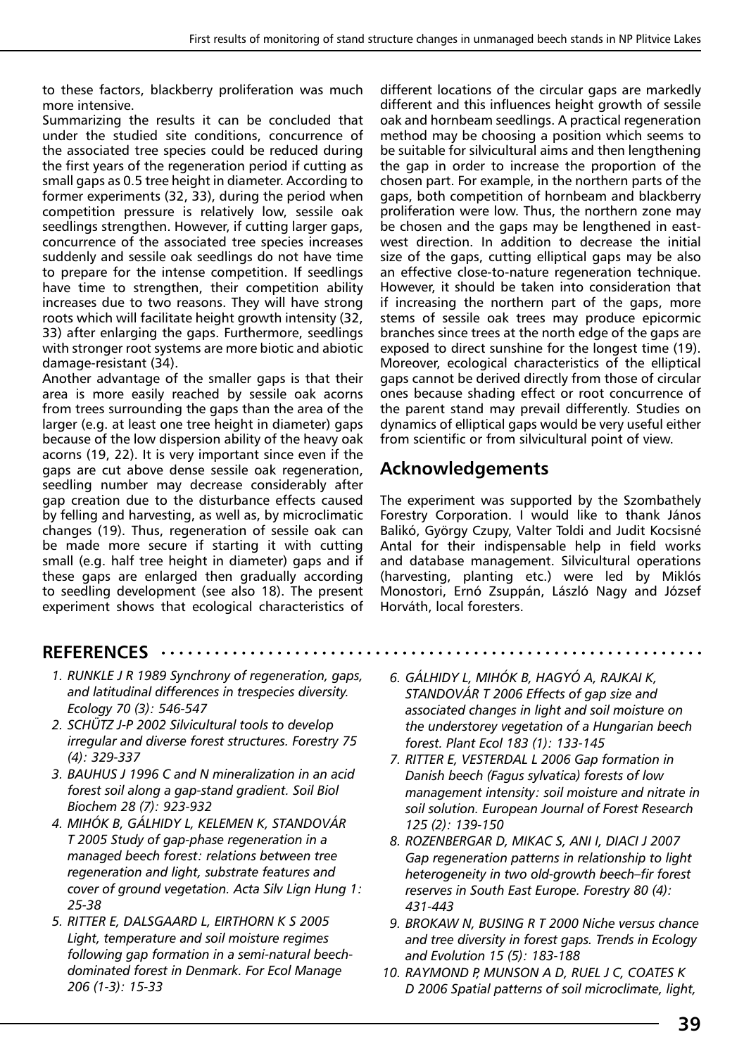to these factors, blackberry proliferation was much more intensive.

Summarizing the results it can be concluded that under the studied site conditions, concurrence of the associated tree species could be reduced during the first years of the regeneration period if cutting as small gaps as 0.5 tree height in diameter. According to former experiments (32, 33), during the period when competition pressure is relatively low, sessile oak seedlings strengthen. However, if cutting larger gaps, concurrence of the associated tree species increases suddenly and sessile oak seedlings do not have time to prepare for the intense competition. If seedlings have time to strengthen, their competition ability increases due to two reasons. They will have strong roots which will facilitate height growth intensity (32, 33) after enlarging the gaps. Furthermore, seedlings with stronger root systems are more biotic and abiotic damage-resistant (34).

Another advantage of the smaller gaps is that their area is more easily reached by sessile oak acorns from trees surrounding the gaps than the area of the larger (e.g. at least one tree height in diameter) gaps because of the low dispersion ability of the heavy oak acorns (19, 22). It is very important since even if the gaps are cut above dense sessile oak regeneration, seedling number may decrease considerably after gap creation due to the disturbance effects caused by felling and harvesting, as well as, by microclimatic changes (19). Thus, regeneration of sessile oak can be made more secure if starting it with cutting small (e.g. half tree height in diameter) gaps and if these gaps are enlarged then gradually according to seedling development (see also 18). The present experiment shows that ecological characteristics of different locations of the circular gaps are markedly different and this influences height growth of sessile oak and hornbeam seedlings. A practical regeneration method may be choosing a position which seems to be suitable for silvicultural aims and then lengthening the gap in order to increase the proportion of the chosen part. For example, in the northern parts of the gaps, both competition of hornbeam and blackberry proliferation were low. Thus, the northern zone may be chosen and the gaps may be lengthened in east-west direction. In addition to decrease the initial size of the gaps, cutting elliptical gaps may be also an effective close-to-nature regeneration technique. However, it should be taken into consideration that if increasing the northern part of the gaps, more stems of sessile oak trees may produce epicormic branches since trees at the north edge of the gaps are exposed to direct sunshine for the longest time (19). Moreover, ecological characteristics of the elliptical gaps cannot be derived directly from those of circular ones because shading effect or root concurrence of the parent stand may prevail differently. Studies on dynamics of elliptical gaps would be very useful either from scientific or from silvicultural point of view.

## Acknowledgements

The experiment was supported by the Szombathely Forestry Corporation. I would like to thank János Balikó, György Czupy, Valter Toldi and Judit Kocsisné Antal for their indispensable help in field works and database management. Silvicultural operations (harvesting, planting etc.) were led by Miklós Monostori, Ernó Zsuppán, László Nagy and József Horváth, local foresters.

## REFERENCES

1. *RUNKLE J R 1989 Synchrony of regeneration, gaps, and latitudinal differences in trespecies diversity. Ecology 70 (3): 546-547*
2. *SCHÜTZ J-P 2002 Silvicultural tools to develop irregular and diverse forest structures. Forestry 75 (4): 329-337*
3. *BAUHUS J 1996 C and N mineralization in an acid forest soil along a gap-stand gradient. Soil Biol Biochem 28 (7): 923-932*
4. *MIHÓK B, GÁLHIDY L, KELEMEN K, STANDOVÁR T 2005 Study of gap-phase regeneration in a managed beech forest: relations between tree regeneration and light, substrate features and cover of ground vegetation. Acta Silv Lign Hung 1: 25-38*
5. *RITTER E, DALSGAARD L, EIRTHORN K S 2005 Light, temperature and soil moisture regimes following gap formation in a semi-natural beech-dominated forest in Denmark. For Ecol Manage 206 (1-3): 15-33*
6. *GÁLHIDY L, MIHÓK B, HAGYÓ A, RAJKAI K, STANDOVÁR T 2006 Effects of gap size and associated changes in light and soil moisture on the understorey vegetation of a Hungarian beech forest. Plant Ecol 183 (1): 133-145*
7. *RITTER E, VESTERDAL L 2006 Gap formation in Danish beech (Fagus sylvatica) forests of low management intensity: soil moisture and nitrate in soil solution. European Journal of Forest Research 125 (2): 139-150*
8. *ROZENBERGAR D, MIKAC S, ANI I, DIACI J 2007 Gap regeneration patterns in relationship to light heterogeneity in two old-growth beech–fir forest reserves in South East Europe. Forestry 80 (4): 431-443*
9. *BROKAW N, BUSING R T 2000 Niche versus chance and tree diversity in forest gaps. Trends in Ecology and Evolution 15 (5): 183-188*
10. *RAYMOND P, MUNSON A D, RUEL J C, COATES K D 2006 Spatial patterns of soil microclimate, light,*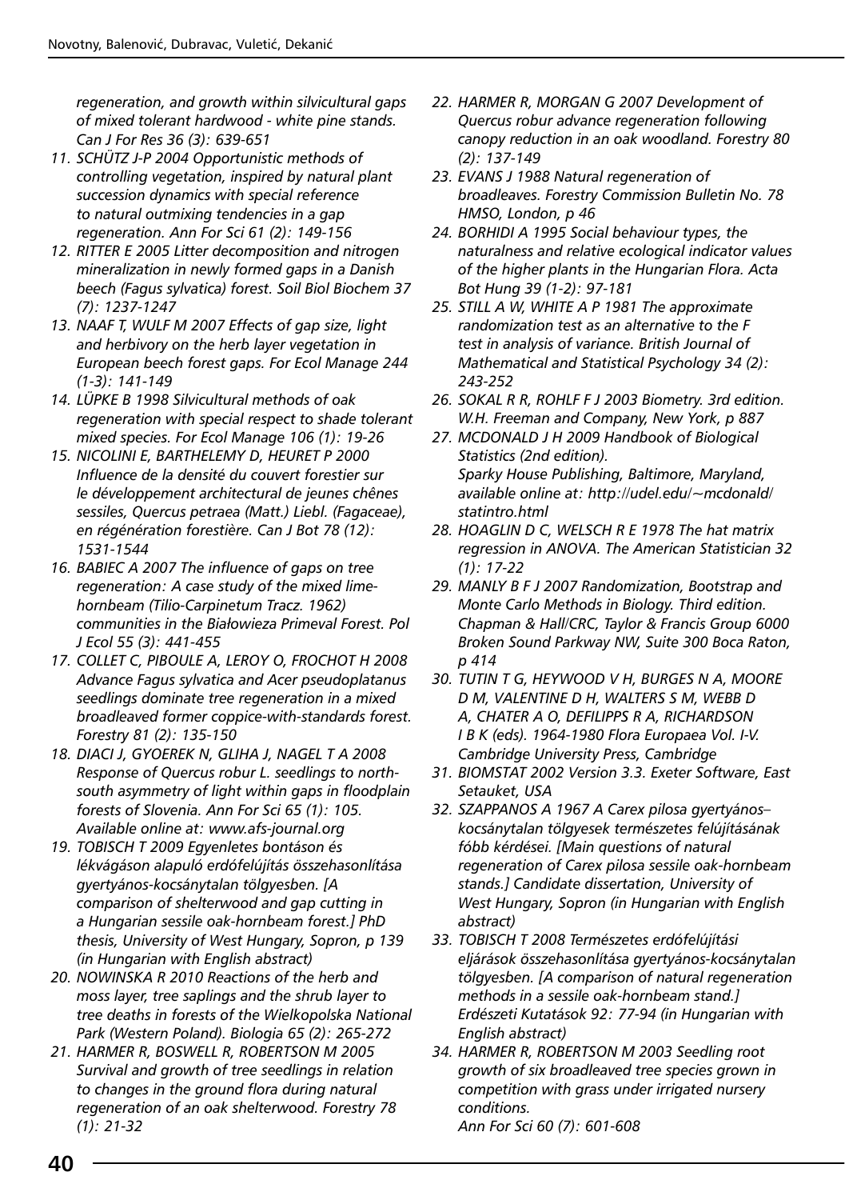*regeneration, and growth within silvicultural gaps of mixed tolerant hardwood - white pine stands. Can J For Res 36 (3): 639-651*

11. *SCHÜTZ J-P 2004 Opportunistic methods of controlling vegetation, inspired by natural plant succession dynamics with special reference to natural outmixing tendencies in a gap regeneration. Ann For Sci 61 (2): 149-156*
12. *RITTER E 2005 Litter decomposition and nitrogen mineralization in newly formed gaps in a Danish beech (Fagus sylvatica) forest. Soil Biol Biochem 37 (7): 1237-1247*
13. *NAAF T, WULF M 2007 Effects of gap size, light and herbivory on the herb layer vegetation in European beech forest gaps. For Ecol Manage 244 (1-3): 141-149*
14. *LÜPKE B 1998 Silvicultural methods of oak regeneration with special respect to shade tolerant mixed species. For Ecol Manage 106 (1): 19-26*
15. *NICOLINI E, BARTHELEMY D, HEURET P 2000 Influence de la densité du couvert forestier sur le développement architectural de jeunes chênes sessiles, Quercus petraea (Matt.) Liebl. (Fagaceae), en régénération forestière. Can J Bot 78 (12): 1531-1544*
16. *BABIEC A 2007 The influence of gaps on tree regeneration: A case study of the mixed lime-hornbeam (Tilio-Carpinetum Tracz. 1962) communities in the Białowieza Primeval Forest. Pol J Ecol 55 (3): 441-455*
17. *COLLET C, PIBOULE A, LEROY O, FROCHOT H 2008 Advance Fagus sylvatica and Acer pseudoplatanus seedlings dominate tree regeneration in a mixed broadleaved former coppice-with-standards forest. Forestry 81 (2): 135-150*
18. *DIACI J, GYOEREK N, GLIHA J, NAGEL T A 2008 Response of Quercus robur L. seedlings to north-south asymmetry of light within gaps in floodplain forests of Slovenia. Ann For Sci 65 (1): 105. Available online at: www.afs-journal.org*
19. *TOBISCH T 2009 Egyenletes bontáson és lékvágáson alapuló erdőfelújítás összehasonlítása gyertyános-kocsánytalan tölgyesben. [A comparison of shelterwood and gap cutting in a Hungarian sessile oak-hornbeam forest.] PhD thesis, University of West Hungary, Sopron, p 139 (in Hungarian with English abstract)*
20. *NOWINSKA R 2010 Reactions of the herb and moss layer, tree saplings and the shrub layer to tree deaths in forests of the Wielkopolska National Park (Western Poland). Biologia 65 (2): 265-272*
21. *HARMER R, BOSWELL R, ROBERTSON M 2005 Survival and growth of tree seedlings in relation to changes in the ground flora during natural regeneration of an oak shelterwood. Forestry 78 (1): 21-32*
22. *HARMER R, MORGAN G 2007 Development of Quercus robur advance regeneration following canopy reduction in an oak woodland. Forestry 80 (2): 137-149*
23. *EVANS J 1988 Natural regeneration of broadleaves. Forestry Commission Bulletin No. 78 HMSO, London, p 46*
24. *BORHIDI A 1995 Social behaviour types, the naturalness and relative ecological indicator values of the higher plants in the Hungarian Flora. Acta Bot Hung 39 (1-2): 97-181*
25. *STILL A W, WHITE A P 1981 The approximate randomization test as an alternative to the F test in analysis of variance. British Journal of Mathematical and Statistical Psychology 34 (2): 243-252*
26. *SOKAL R R, ROHLF F J 2003 Biometry. 3rd edition. W.H. Freeman and Company, New York, p 887*
27. *MCDONALD J H 2009 Handbook of Biological Statistics (2nd edition). Sparky House Publishing, Baltimore, Maryland, available online at: http://udel.edu/~mcdonald/statintro.html*
28. *HOAGLIN D C, WELSCH R E 1978 The hat matrix regression in ANOVA. The American Statistician 32 (1): 17-22*
29. *MANLY B F J 2007 Randomization, Bootstrap and Monte Carlo Methods in Biology. Third edition. Chapman & Hall/CRC, Taylor & Francis Group 6000 Broken Sound Parkway NW, Suite 300 Boca Raton, p 414*
30. *TUTIN T G, HEYWOOD V H, BURGES N A, MOORE D M, VALENTINE D H, WALTERS S M, WEBB D A, CHATER A O, DEFILIPPS R A, RICHARDSON I B K (eds). 1964-1980 Flora Europaea Vol. I-V. Cambridge University Press, Cambridge*
31. *BIOMSTAT 2002 Version 3.3. Exeter Software, East Setauket, USA*
32. *SZAPPANOS A 1967 A Carex pilosa gyertyános–kocsánytalan tölgyesek természetes felújításának főbb kérdései. [Main questions of natural regeneration of Carex pilosa sessile oak-hornbeam stands.] Candidate dissertation, University of West Hungary, Sopron (in Hungarian with English abstract)*
33. *TOBISCH T 2008 Természetes erdőfelújítási eljárások összehasonlítása gyertyános-kocsánytalan tölgyesben. [A comparison of natural regeneration methods in a sessile oak-hornbeam stand.] Erdészeti Kutatások 92: 77-94 (in Hungarian with English abstract)*
34. *HARMER R, ROBERTSON M 2003 Seedling root growth of six broadleaved tree species grown in competition with grass under irrigated nursery conditions. Ann For Sci 60 (7): 601-608*